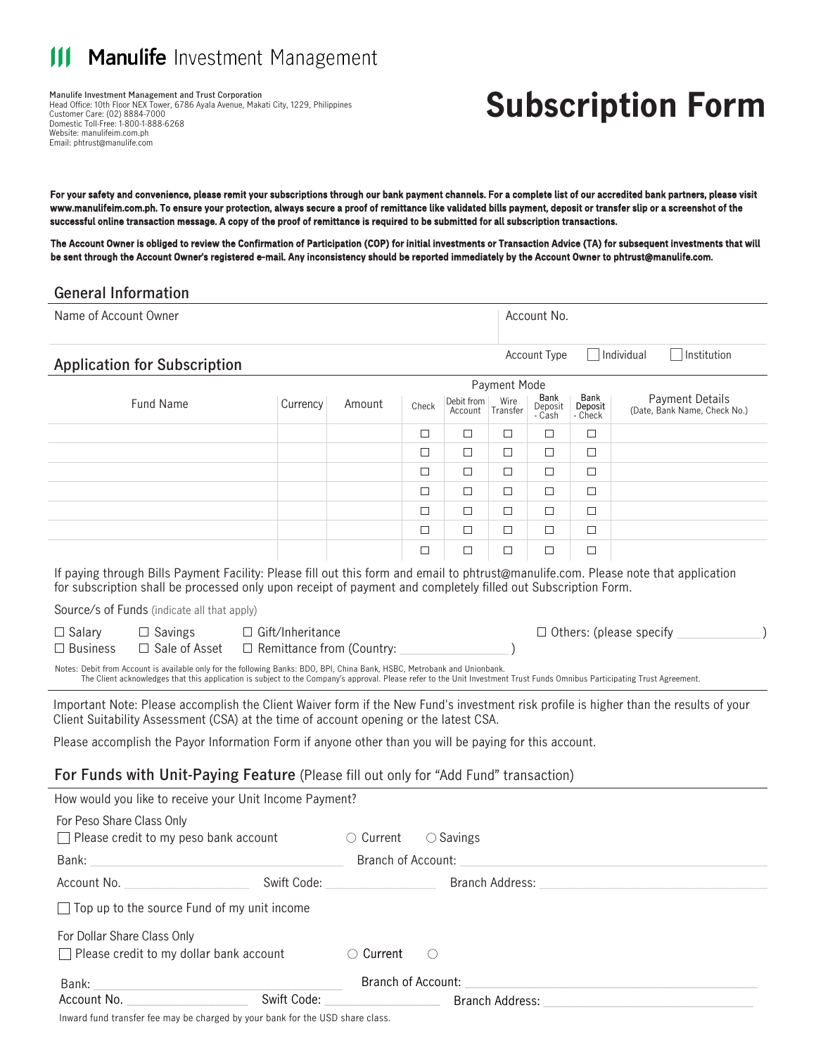# Manulife Investment Management

**Manulife Investment Management and Trust Corporation**
Head Office: 10th Floor NEX Tower, 6786 Ayala Avenue, Makati City, 1229, Philippines
Customer Care: (02) 8884-7000
Domestic Toll-Free: 1-800-1-888-6268
Website: manulifeim.com.ph
Email: phtrust@manulife.com

# Subscription Form

**For your safety and convenience, please remit your subscriptions through our bank payment channels. For a complete list of our accredited bank partners, please visit www.manulifeim.com.ph. To ensure your protection, always secure a proof of remittance like validated bills payment, deposit or transfer slip or a screenshot of the successful online transaction message. A copy of the proof of remittance is required to be submitted for all subscription transactions.**

**The Account Owner is obliged to review the Confirmation of Participation (COP) for initial investments or Transaction Advice (TA) for subsequent investments that will be sent through the Account Owner's registered e-mail. Any inconsistency should be reported immediately by the Account Owner to phtrust@manulife.com.**

## General Information

| Name of Account Owner | Account No. |
|---|---|
| | |
| | Account Type ☐ Individual ☐ Institution |

## Application for Subscription

| Fund Name | Currency | Amount | Payment Mode: Check | Debit from Account | Wire Transfer | Bank Deposit - Cash | Bank Deposit - Check | Payment Details (Date, Bank Name, Check No.) |
|---|---|---|---|---|---|---|---|---|
| | | | ☐ | ☐ | ☐ | ☐ | ☐ | |
| | | | ☐ | ☐ | ☐ | ☐ | ☐ | |
| | | | ☐ | ☐ | ☐ | ☐ | ☐ | |
| | | | ☐ | ☐ | ☐ | ☐ | ☐ | |
| | | | ☐ | ☐ | ☐ | ☐ | ☐ | |
| | | | ☐ | ☐ | ☐ | ☐ | ☐ | |
| | | | ☐ | ☐ | ☐ | ☐ | ☐ | |

If paying through Bills Payment Facility: Please fill out this form and email to phtrust@manulife.com. Please note that application for subscription shall be processed only upon receipt of payment and completely filled out Subscription Form.

Source/s of Funds (indicate all that apply)

☐ Salary ☐ Savings ☐ Gift/Inheritance ☐ Others: (please specify ____________)
☐ Business ☐ Sale of Asset ☐ Remittance from (Country: ______________ )

Notes: Debit from Account is available only for the following Banks: BDO, BPI, China Bank, HSBC, Metrobank and Unionbank.
The Client acknowledges that this application is subject to the Company's approval. Please refer to the Unit Investment Trust Funds Omnibus Participating Trust Agreement.

Important Note: Please accomplish the Client Waiver form if the New Fund's investment risk profile is higher than the results of your Client Suitability Assessment (CSA) at the time of account opening or the latest CSA.

Please accomplish the Payor Information Form if anyone other than you will be paying for this account.

## For Funds with Unit-Paying Feature (Please fill out only for "Add Fund" transaction)

How would you like to receive your Unit Income Payment?

For Peso Share Class Only

☐ Please credit to my peso bank account ○ Current ○ Savings

Bank: ______________________ Branch of Account: ______________________

Account No. ______________ Swift Code: ______________ Branch Address: ______________________

☐ Top up to the source Fund of my unit income

For Dollar Share Class Only

☐ Please credit to my dollar bank account ○ Current ○

Bank: ______________________ Branch of Account: ______________________

Account No. ______________ Swift Code: ______________ Branch Address: ______________________

Inward fund transfer fee may be charged by your bank for the USD share class.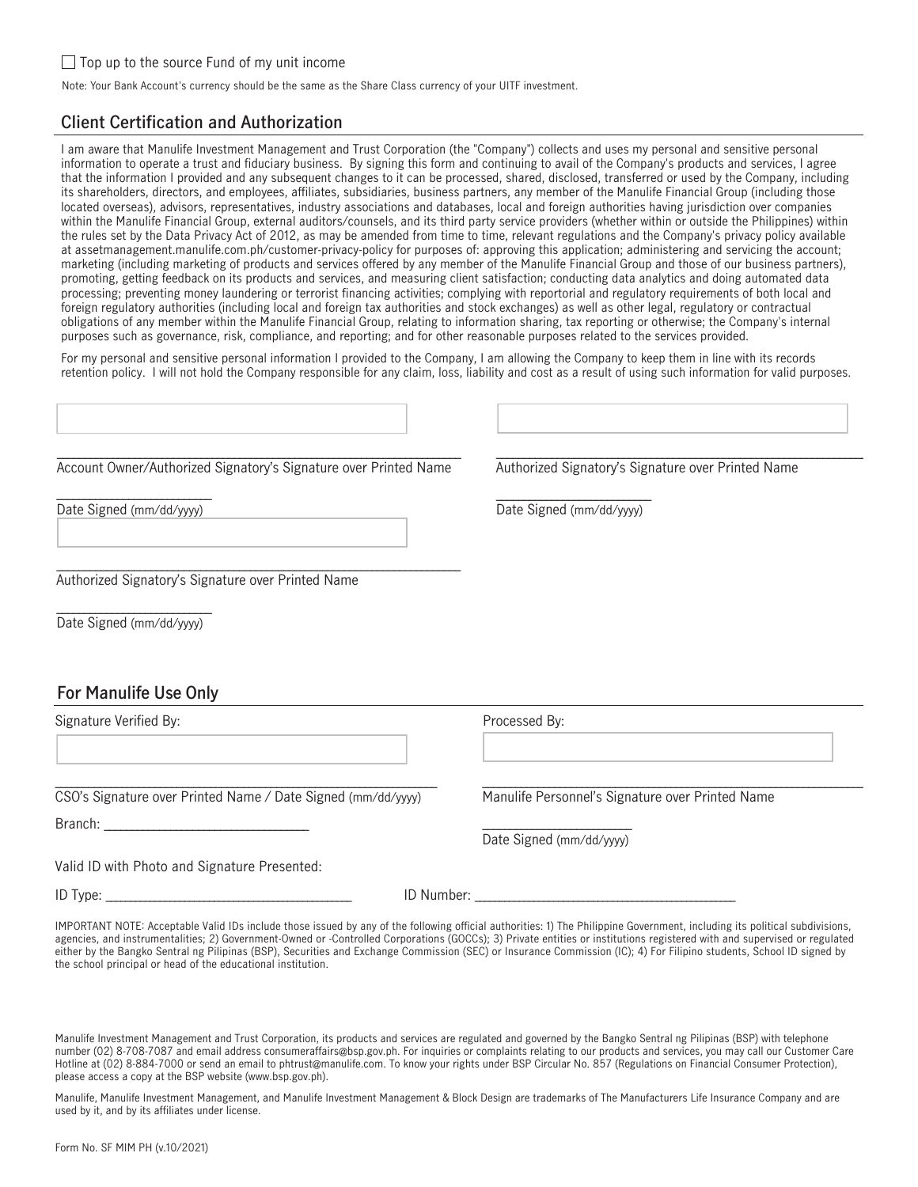☐ Top up to the source Fund of my unit income

Note: Your Bank Account's currency should be the same as the Share Class currency of your UITF investment.

## Client Certification and Authorization

I am aware that Manulife Investment Management and Trust Corporation (the "Company") collects and uses my personal and sensitive personal information to operate a trust and fiduciary business. By signing this form and continuing to avail of the Company's products and services, I agree that the information I provided and any subsequent changes to it can be processed, shared, disclosed, transferred or used by the Company, including its shareholders, directors, and employees, affiliates, subsidiaries, business partners, any member of the Manulife Financial Group (including those located overseas), advisors, representatives, industry associations and databases, local and foreign authorities having jurisdiction over companies within the Manulife Financial Group, external auditors/counsels, and its third party service providers (whether within or outside the Philippines) within the rules set by the Data Privacy Act of 2012, as may be amended from time to time, relevant regulations and the Company's privacy policy available at assetmanagement.manulife.com.ph/customer-privacy-policy for purposes of: approving this application; administering and servicing the account; marketing (including marketing of products and services offered by any member of the Manulife Financial Group and those of our business partners), promoting, getting feedback on its products and services, and measuring client satisfaction; conducting data analytics and doing automated data processing; preventing money laundering or terrorist financing activities; complying with reportorial and regulatory requirements of both local and foreign regulatory authorities (including local and foreign tax authorities and stock exchanges) as well as other legal, regulatory or contractual obligations of any member within the Manulife Financial Group, relating to information sharing, tax reporting or otherwise; the Company's internal purposes such as governance, risk, compliance, and reporting; and for other reasonable purposes related to the services provided.

For my personal and sensitive personal information I provided to the Company, I am allowing the Company to keep them in line with its records retention policy. I will not hold the Company responsible for any claim, loss, liability and cost as a result of using such information for valid purposes.

\_\_\_\_\_\_\_\_\_\_\_\_\_\_\_\_\_\_\_\_\_\_\_\_\_\_\_\_\_\_\_\_\_\_\_\_\_\_\_\_
Account Owner/Authorized Signatory's Signature over Printed Name

\_\_\_\_\_\_\_\_\_\_\_\_\_\_\_\_\_\_\_\_
Date Signed (mm/dd/yyyy)

\_\_\_\_\_\_\_\_\_\_\_\_\_\_\_\_\_\_\_\_\_\_\_\_\_\_\_\_\_\_\_\_\_\_\_\_\_\_\_\_
Authorized Signatory's Signature over Printed Name

\_\_\_\_\_\_\_\_\_\_\_\_\_\_\_\_\_\_\_\_
Date Signed (mm/dd/yyyy)

\_\_\_\_\_\_\_\_\_\_\_\_\_\_\_\_\_\_\_\_\_\_\_\_\_\_\_\_\_\_\_\_\_\_\_\_\_\_\_\_
Authorized Signatory's Signature over Printed Name

\_\_\_\_\_\_\_\_\_\_\_\_\_\_\_\_\_\_\_\_
Date Signed (mm/dd/yyyy)

## For Manulife Use Only

Signature Verified By:

\_\_\_\_\_\_\_\_\_\_\_\_\_\_\_\_\_\_\_\_\_\_\_\_\_\_\_\_\_\_\_\_\_\_\_\_\_\_\_\_
CSO's Signature over Printed Name / Date Signed (mm/dd/yyyy)

Branch: \_\_\_\_\_\_\_\_\_\_\_\_\_\_\_\_\_\_\_\_\_\_\_\_\_\_\_\_

Processed By:

\_\_\_\_\_\_\_\_\_\_\_\_\_\_\_\_\_\_\_\_\_\_\_\_\_\_\_\_\_\_\_\_\_\_\_\_\_\_\_\_
Manulife Personnel's Signature over Printed Name

\_\_\_\_\_\_\_\_\_\_\_\_\_\_\_\_\_\_\_\_
Date Signed (mm/dd/yyyy)

Valid ID with Photo and Signature Presented:

ID Type: \_\_\_\_\_\_\_\_\_\_\_\_\_\_\_\_\_\_\_\_\_\_\_\_\_\_\_\_\_\_\_\_\_\_\_\_ ID Number: \_\_\_\_\_\_\_\_\_\_\_\_\_\_\_\_\_\_\_\_\_\_\_\_\_\_\_\_\_\_\_\_\_\_\_\_\_\_

IMPORTANT NOTE: Acceptable Valid IDs include those issued by any of the following official authorities: 1) The Philippine Government, including its political subdivisions, agencies, and instrumentalities; 2) Government-Owned or -Controlled Corporations (GOCCs); 3) Private entities or institutions registered with and supervised or regulated either by the Bangko Sentral ng Pilipinas (BSP), Securities and Exchange Commission (SEC) or Insurance Commission (IC); 4) For Filipino students, School ID signed by the school principal or head of the educational institution.

Manulife Investment Management and Trust Corporation, its products and services are regulated and governed by the Bangko Sentral ng Pilipinas (BSP) with telephone number (02) 8-708-7087 and email address consumeraffairs@bsp.gov.ph. For inquiries or complaints relating to our products and services, you may call our Customer Care Hotline at (02) 8-884-7000 or send an email to phtrust@manulife.com. To know your rights under BSP Circular No. 857 (Regulations on Financial Consumer Protection), please access a copy at the BSP website (www.bsp.gov.ph).

Manulife, Manulife Investment Management, and Manulife Investment Management & Block Design are trademarks of The Manufacturers Life Insurance Company and are used by it, and by its affiliates under license.

Form No. SF MIM PH (v.10/2021)